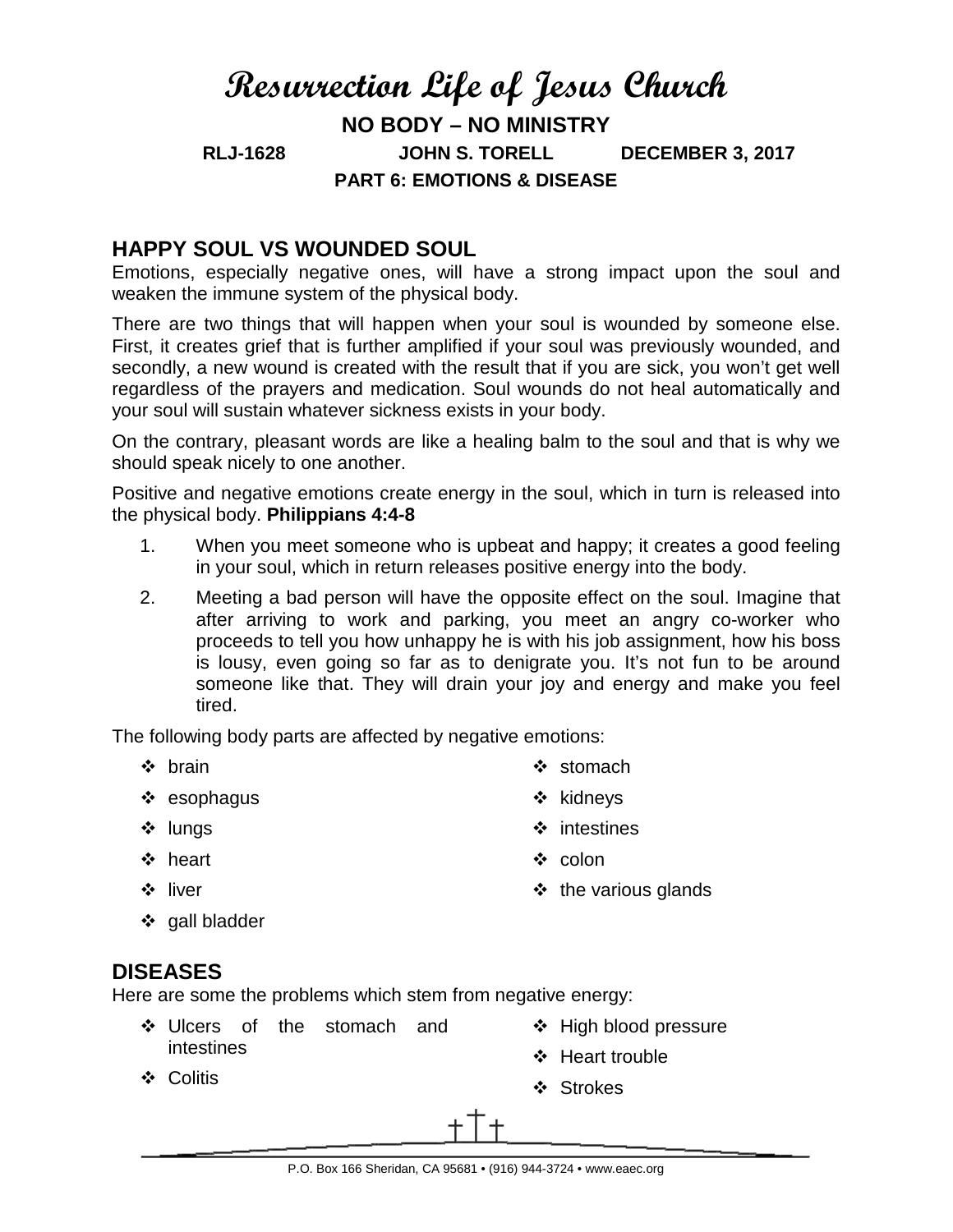# Resurrection Life of Jesus Church

**NO BODY – NO MINISTRY**

**RLJ-1628 JOHN S. TORELL DECEMBER 3, 2017**

**PART 6: EMOTIONS & DISEASE**

## HAPPY SOUL VS WOUNDED SOUL

Emotions, especially negative ones, will have a strong impact upon the soul and weaken the immune system of the physical body.

There are two things that will happen when your soul is wounded by someone else. First, it creates grief that is further amplified if your soul was previously wounded, and secondly, a new wound is created with the result that if you are sick, you won't get well regardless of the prayers and medication. Soul wounds do not heal automatically and your soul will sustain whatever sickness exists in your body.

On the contrary, pleasant words are like a healing balm to the soul and that is why we should speak nicely to one another.

Positive and negative emotions create energy in the soul, which in turn is released into the physical body. **Philippians 4:4-8**

1. When you meet someone who is upbeat and happy; it creates a good feeling in your soul, which in return releases positive energy into the body.
2. Meeting a bad person will have the opposite effect on the soul. Imagine that after arriving to work and parking, you meet an angry co-worker who proceeds to tell you how unhappy he is with his job assignment, how his boss is lousy, even going so far as to denigrate you. It's not fun to be around someone like that. They will drain your joy and energy and make you feel tired.

The following body parts are affected by negative emotions:

- brain
- esophagus
- lungs
- heart
- liver
- gall bladder
- stomach
- kidneys
- intestines
- colon
- the various glands

## DISEASES

Here are some the problems which stem from negative energy:

- Ulcers of the stomach and intestines
- Colitis
- High blood pressure
- Heart trouble
- Strokes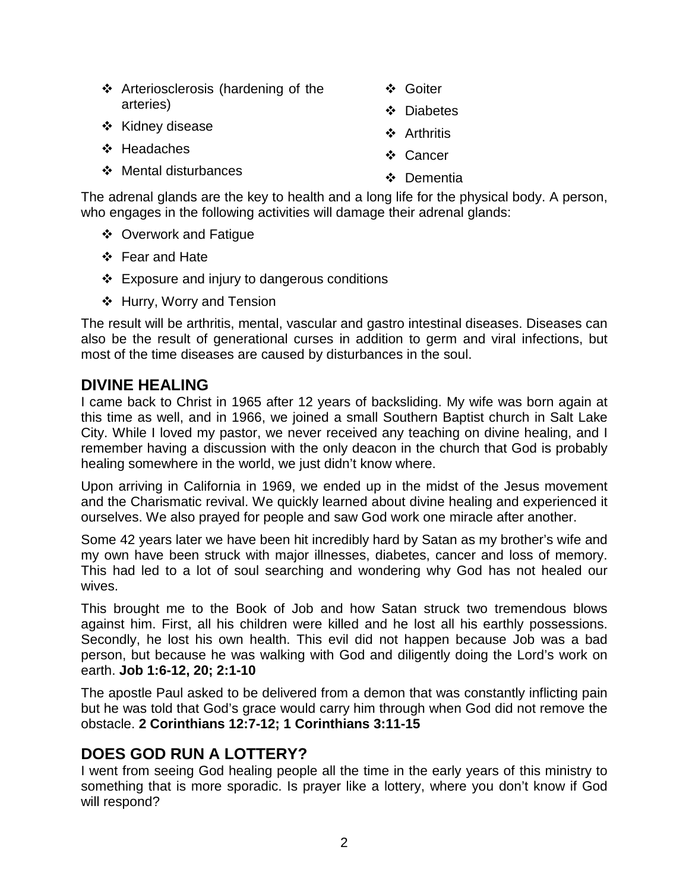- Arteriosclerosis (hardening of the arteries)
- Kidney disease
- Headaches
- Mental disturbances
- Goiter
- Diabetes
- Arthritis
- Cancer
- Dementia

The adrenal glands are the key to health and a long life for the physical body. A person, who engages in the following activities will damage their adrenal glands:

- Overwork and Fatigue
- Fear and Hate
- Exposure and injury to dangerous conditions
- Hurry, Worry and Tension

The result will be arthritis, mental, vascular and gastro intestinal diseases. Diseases can also be the result of generational curses in addition to germ and viral infections, but most of the time diseases are caused by disturbances in the soul.

## DIVINE HEALING

I came back to Christ in 1965 after 12 years of backsliding. My wife was born again at this time as well, and in 1966, we joined a small Southern Baptist church in Salt Lake City. While I loved my pastor, we never received any teaching on divine healing, and I remember having a discussion with the only deacon in the church that God is probably healing somewhere in the world, we just didn't know where.

Upon arriving in California in 1969, we ended up in the midst of the Jesus movement and the Charismatic revival. We quickly learned about divine healing and experienced it ourselves. We also prayed for people and saw God work one miracle after another.

Some 42 years later we have been hit incredibly hard by Satan as my brother's wife and my own have been struck with major illnesses, diabetes, cancer and loss of memory. This had led to a lot of soul searching and wondering why God has not healed our wives.

This brought me to the Book of Job and how Satan struck two tremendous blows against him. First, all his children were killed and he lost all his earthly possessions. Secondly, he lost his own health. This evil did not happen because Job was a bad person, but because he was walking with God and diligently doing the Lord's work on earth. **Job 1:6-12, 20; 2:1-10**

The apostle Paul asked to be delivered from a demon that was constantly inflicting pain but he was told that God's grace would carry him through when God did not remove the obstacle. **2 Corinthians 12:7-12; 1 Corinthians 3:11-15**

## DOES GOD RUN A LOTTERY?

I went from seeing God healing people all the time in the early years of this ministry to something that is more sporadic. Is prayer like a lottery, where you don't know if God will respond?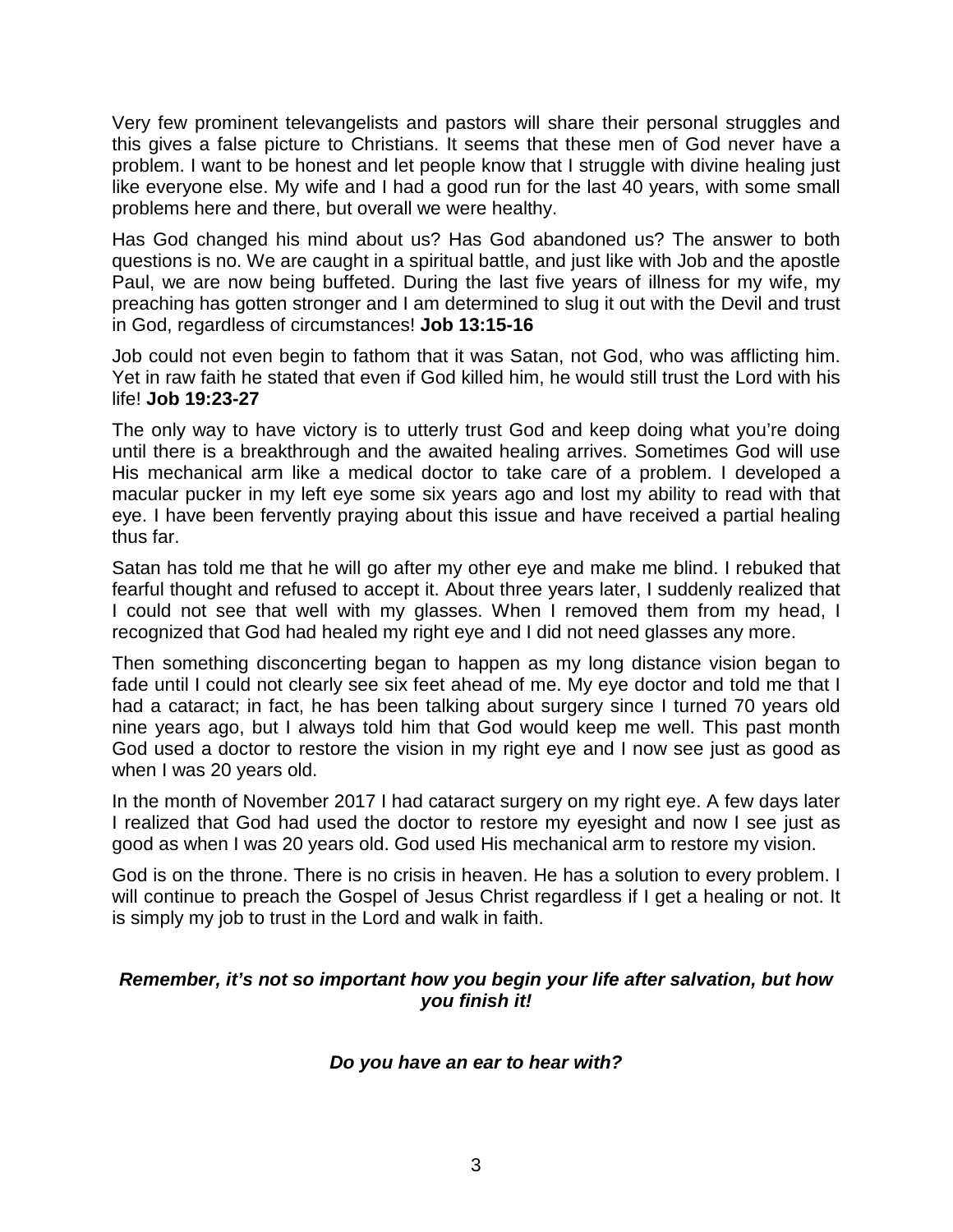Very few prominent televangelists and pastors will share their personal struggles and this gives a false picture to Christians. It seems that these men of God never have a problem. I want to be honest and let people know that I struggle with divine healing just like everyone else. My wife and I had a good run for the last 40 years, with some small problems here and there, but overall we were healthy.

Has God changed his mind about us? Has God abandoned us? The answer to both questions is no. We are caught in a spiritual battle, and just like with Job and the apostle Paul, we are now being buffeted. During the last five years of illness for my wife, my preaching has gotten stronger and I am determined to slug it out with the Devil and trust in God, regardless of circumstances! **Job 13:15-16**

Job could not even begin to fathom that it was Satan, not God, who was afflicting him. Yet in raw faith he stated that even if God killed him, he would still trust the Lord with his life! **Job 19:23-27**

The only way to have victory is to utterly trust God and keep doing what you're doing until there is a breakthrough and the awaited healing arrives. Sometimes God will use His mechanical arm like a medical doctor to take care of a problem. I developed a macular pucker in my left eye some six years ago and lost my ability to read with that eye. I have been fervently praying about this issue and have received a partial healing thus far.

Satan has told me that he will go after my other eye and make me blind. I rebuked that fearful thought and refused to accept it. About three years later, I suddenly realized that I could not see that well with my glasses. When I removed them from my head, I recognized that God had healed my right eye and I did not need glasses any more.

Then something disconcerting began to happen as my long distance vision began to fade until I could not clearly see six feet ahead of me. My eye doctor and told me that I had a cataract; in fact, he has been talking about surgery since I turned 70 years old nine years ago, but I always told him that God would keep me well. This past month God used a doctor to restore the vision in my right eye and I now see just as good as when I was 20 years old.

In the month of November 2017 I had cataract surgery on my right eye. A few days later I realized that God had used the doctor to restore my eyesight and now I see just as good as when I was 20 years old. God used His mechanical arm to restore my vision.

God is on the throne. There is no crisis in heaven. He has a solution to every problem. I will continue to preach the Gospel of Jesus Christ regardless if I get a healing or not. It is simply my job to trust in the Lord and walk in faith.

***Remember, it's not so important how you begin your life after salvation, but how you finish it!***

***Do you have an ear to hear with?***